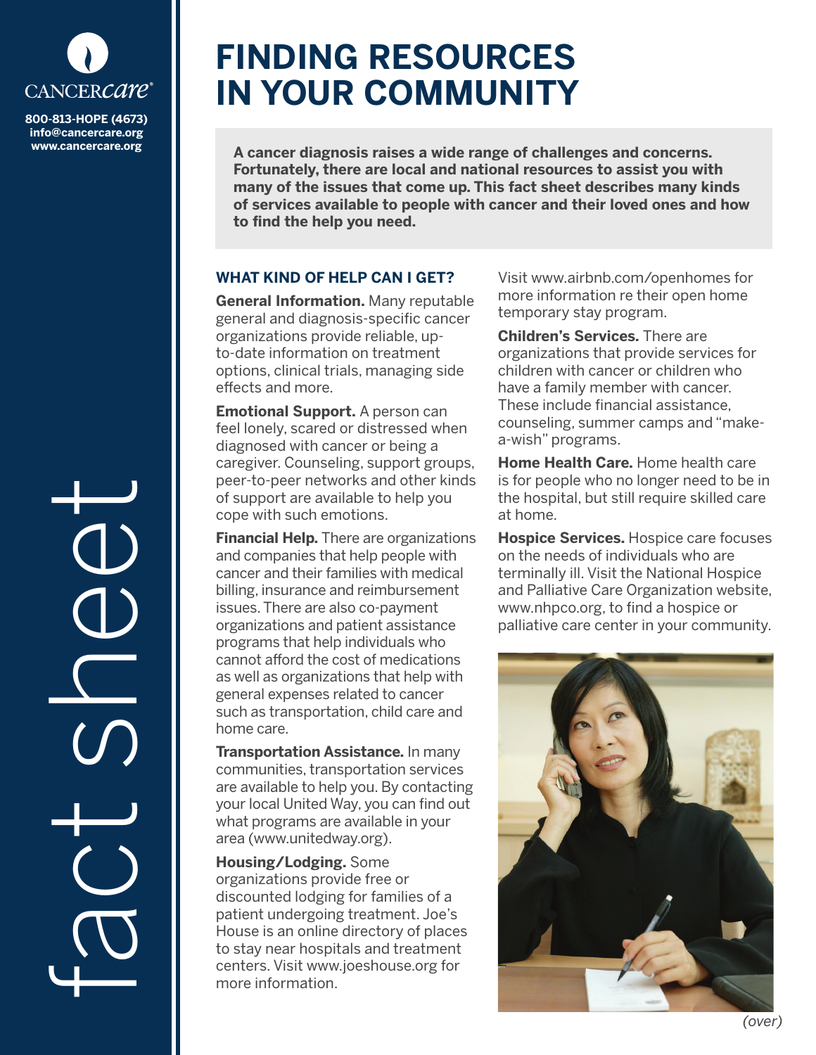CANCERcare®

800-813-HOPE (4673)
info@cancercare.org
www.cancercare.org

fact sheet

# FINDING RESOURCES IN YOUR COMMUNITY

**A cancer diagnosis raises a wide range of challenges and concerns. Fortunately, there are local and national resources to assist you with many of the issues that come up. This fact sheet describes many kinds of services available to people with cancer and their loved ones and how to find the help you need.**

## WHAT KIND OF HELP CAN I GET?

**General Information.** Many reputable general and diagnosis-specific cancer organizations provide reliable, up-to-date information on treatment options, clinical trials, managing side effects and more.

**Emotional Support.** A person can feel lonely, scared or distressed when diagnosed with cancer or being a caregiver. Counseling, support groups, peer-to-peer networks and other kinds of support are available to help you cope with such emotions.

**Financial Help.** There are organizations and companies that help people with cancer and their families with medical billing, insurance and reimbursement issues. There are also co-payment organizations and patient assistance programs that help individuals who cannot afford the cost of medications as well as organizations that help with general expenses related to cancer such as transportation, child care and home care.

**Transportation Assistance.** In many communities, transportation services are available to help you. By contacting your local United Way, you can find out what programs are available in your area (www.unitedway.org).

**Housing/Lodging.** Some organizations provide free or discounted lodging for families of a patient undergoing treatment. Joe's House is an online directory of places to stay near hospitals and treatment centers. Visit www.joeshouse.org for more information.

Visit www.airbnb.com/openhomes for more information re their open home temporary stay program.

**Children's Services.** There are organizations that provide services for children with cancer or children who have a family member with cancer. These include financial assistance, counseling, summer camps and "make-a-wish" programs.

**Home Health Care.** Home health care is for people who no longer need to be in the hospital, but still require skilled care at home.

**Hospice Services.** Hospice care focuses on the needs of individuals who are terminally ill. Visit the National Hospice and Palliative Care Organization website, www.nhpco.org, to find a hospice or palliative care center in your community.

*(over)*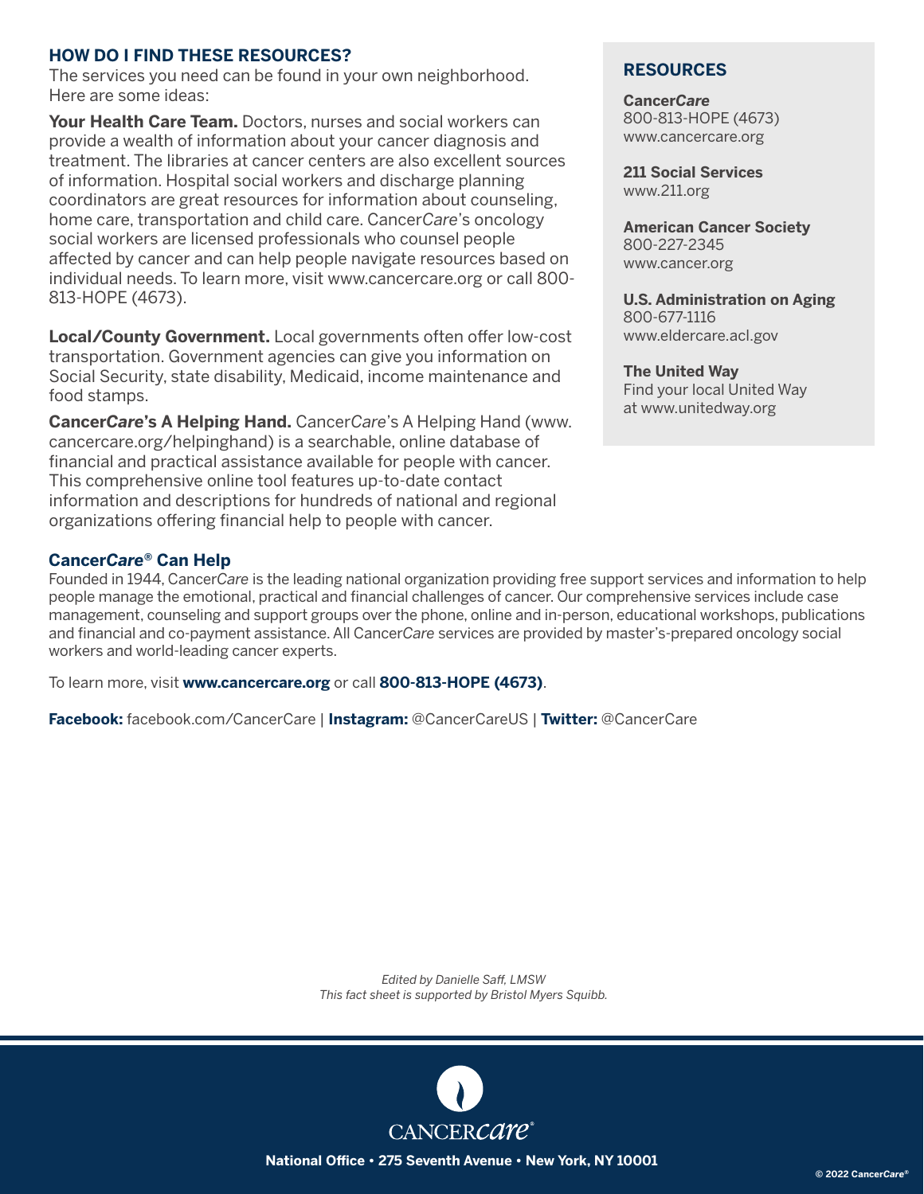## HOW DO I FIND THESE RESOURCES?

The services you need can be found in your own neighborhood. Here are some ideas:

**Your Health Care Team.** Doctors, nurses and social workers can provide a wealth of information about your cancer diagnosis and treatment. The libraries at cancer centers are also excellent sources of information. Hospital social workers and discharge planning coordinators are great resources for information about counseling, home care, transportation and child care. Cancer*Care*'s oncology social workers are licensed professionals who counsel people affected by cancer and can help people navigate resources based on individual needs. To learn more, visit www.cancercare.org or call 800-813-HOPE (4673).

**Local/County Government.** Local governments often offer low-cost transportation. Government agencies can give you information on Social Security, state disability, Medicaid, income maintenance and food stamps.

**Cancer*Care*'s A Helping Hand.** Cancer*Care*'s A Helping Hand (www.cancercare.org/helpinghand) is a searchable, online database of financial and practical assistance available for people with cancer. This comprehensive online tool features up-to-date contact information and descriptions for hundreds of national and regional organizations offering financial help to people with cancer.

## RESOURCES

**Cancer*Care***
800-813-HOPE (4673)
www.cancercare.org

**211 Social Services**
www.211.org

**American Cancer Society**
800-227-2345
www.cancer.org

**U.S. Administration on Aging**
800-677-1116
www.eldercare.acl.gov

**The United Way**
Find your local United Way at www.unitedway.org

## Cancer*Care*® Can Help

Founded in 1944, Cancer*Care* is the leading national organization providing free support services and information to help people manage the emotional, practical and financial challenges of cancer. Our comprehensive services include case management, counseling and support groups over the phone, online and in-person, educational workshops, publications and financial and co-payment assistance. All Cancer*Care* services are provided by master's-prepared oncology social workers and world-leading cancer experts.

To learn more, visit **www.cancercare.org** or call **800-813-HOPE (4673)**.

**Facebook:** facebook.com/CancerCare | **Instagram:** @CancerCareUS | **Twitter:** @CancerCare

*Edited by Danielle Saff, LMSW*
*This fact sheet is supported by Bristol Myers Squibb.*

CANCER*care*®

**National Office • 275 Seventh Avenue • New York, NY 10001**

© 2022 CancerCare®